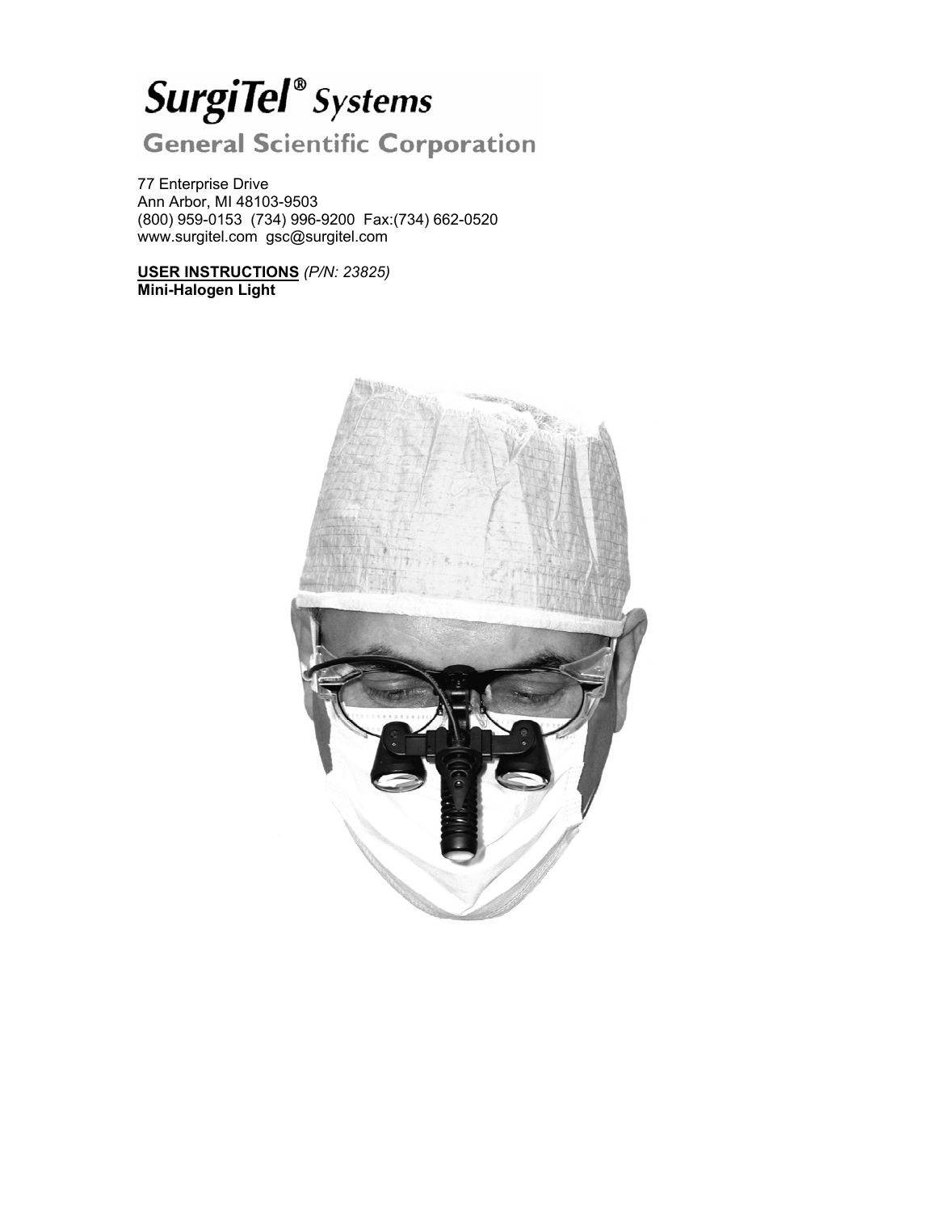# SurgiTel® Systems

## General Scientific Corporation

77 Enterprise Drive
Ann Arbor, MI 48103-9503
(800) 959-0153 (734) 996-9200 Fax:(734) 662-0520
www.surgitel.com gsc@surgitel.com

**USER INSTRUCTIONS** *(P/N: 23825)*
**Mini-Halogen Light**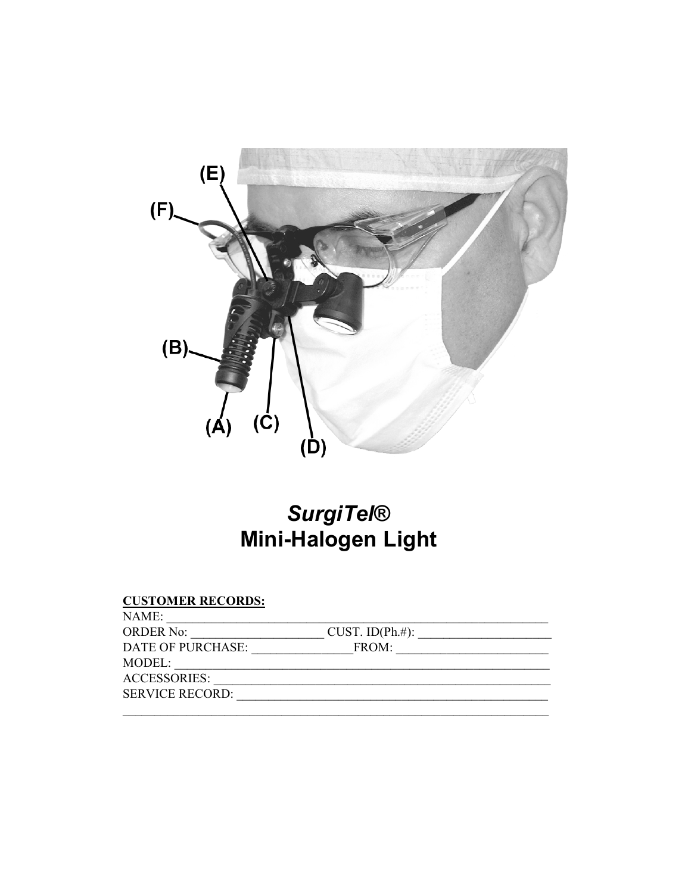(E)

(F)

(B)

(A) (C)

(D)

# *SurgiTel®*
# Mini-Halogen Light

**CUSTOMER RECORDS:**

NAME: ____________________________________________________________

ORDER No: _____________________ CUST. ID(Ph.#): _____________________

DATE OF PURCHASE: ________________FROM: ________________________

MODEL: ____________________________________________________________

ACCESSORIES: ______________________________________________________

SERVICE RECORD: ___________________________________________________

_______________________________________________________________________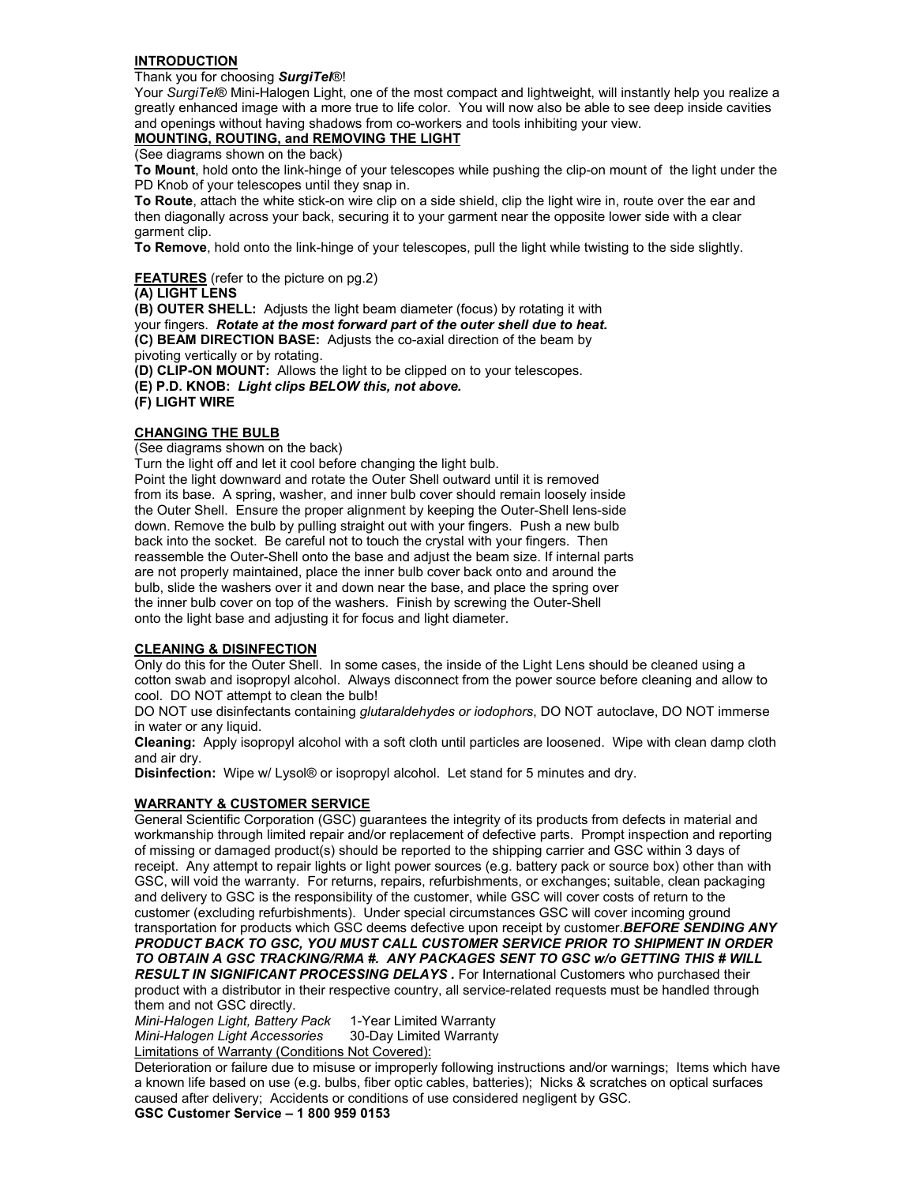## INTRODUCTION

Thank you for choosing ***SurgiTel***®!

Your *SurgiTel*® Mini-Halogen Light, one of the most compact and lightweight, will instantly help you realize a greatly enhanced image with a more true to life color. You will now also be able to see deep inside cavities and openings without having shadows from co-workers and tools inhibiting your view.

## MOUNTING, ROUTING, and REMOVING THE LIGHT

(See diagrams shown on the back)

**To Mount**, hold onto the link-hinge of your telescopes while pushing the clip-on mount of the light under the PD Knob of your telescopes until they snap in.

**To Route**, attach the white stick-on wire clip on a side shield, clip the light wire in, route over the ear and then diagonally across your back, securing it to your garment near the opposite lower side with a clear garment clip.

**To Remove**, hold onto the link-hinge of your telescopes, pull the light while twisting to the side slightly.

## FEATURES (refer to the picture on pg.2)

**(A) LIGHT LENS**

**(B) OUTER SHELL:** Adjusts the light beam diameter (focus) by rotating it with your fingers. ***Rotate at the most forward part of the outer shell due to heat.***

**(C) BEAM DIRECTION BASE:** Adjusts the co-axial direction of the beam by pivoting vertically or by rotating.

**(D) CLIP-ON MOUNT:** Allows the light to be clipped on to your telescopes.

**(E) P.D. KNOB:** ***Light clips BELOW this, not above.***

**(F) LIGHT WIRE**

## CHANGING THE BULB

(See diagrams shown on the back)

Turn the light off and let it cool before changing the light bulb.

Point the light downward and rotate the Outer Shell outward until it is removed from its base. A spring, washer, and inner bulb cover should remain loosely inside the Outer Shell. Ensure the proper alignment by keeping the Outer-Shell lens-side down. Remove the bulb by pulling straight out with your fingers. Push a new bulb back into the socket. Be careful not to touch the crystal with your fingers. Then reassemble the Outer-Shell onto the base and adjust the beam size. If internal parts are not properly maintained, place the inner bulb cover back onto and around the bulb, slide the washers over it and down near the base, and place the spring over the inner bulb cover on top of the washers. Finish by screwing the Outer-Shell onto the light base and adjusting it for focus and light diameter.

## CLEANING & DISINFECTION

Only do this for the Outer Shell. In some cases, the inside of the Light Lens should be cleaned using a cotton swab and isopropyl alcohol. Always disconnect from the power source before cleaning and allow to cool. DO NOT attempt to clean the bulb!

DO NOT use disinfectants containing *glutaraldehydes or iodophors*, DO NOT autoclave, DO NOT immerse in water or any liquid.

**Cleaning:** Apply isopropyl alcohol with a soft cloth until particles are loosened. Wipe with clean damp cloth and air dry.

**Disinfection:** Wipe w/ Lysol® or isopropyl alcohol. Let stand for 5 minutes and dry.

## WARRANTY & CUSTOMER SERVICE

General Scientific Corporation (GSC) guarantees the integrity of its products from defects in material and workmanship through limited repair and/or replacement of defective parts. Prompt inspection and reporting of missing or damaged product(s) should be reported to the shipping carrier and GSC within 3 days of receipt. Any attempt to repair lights or light power sources (e.g. battery pack or source box) other than with GSC, will void the warranty. For returns, repairs, refurbishments, or exchanges; suitable, clean packaging and delivery to GSC is the responsibility of the customer, while GSC will cover costs of return to the customer (excluding refurbishments). Under special circumstances GSC will cover incoming ground transportation for products which GSC deems defective upon receipt by customer.***BEFORE SENDING ANY PRODUCT BACK TO GSC, YOU MUST CALL CUSTOMER SERVICE PRIOR TO SHIPMENT IN ORDER TO OBTAIN A GSC TRACKING/RMA #. ANY PACKAGES SENT TO GSC w/o GETTING THIS # WILL RESULT IN SIGNIFICANT PROCESSING DELAYS .*** For International Customers who purchased their product with a distributor in their respective country, all service-related requests must be handled through them and not GSC directly.

*Mini-Halogen Light, Battery Pack* 1-Year Limited Warranty

*Mini-Halogen Light Accessories* 30-Day Limited Warranty

Limitations of Warranty (Conditions Not Covered):

Deterioration or failure due to misuse or improperly following instructions and/or warnings; Items which have a known life based on use (e.g. bulbs, fiber optic cables, batteries); Nicks & scratches on optical surfaces caused after delivery; Accidents or conditions of use considered negligent by GSC.

**GSC Customer Service – 1 800 959 0153**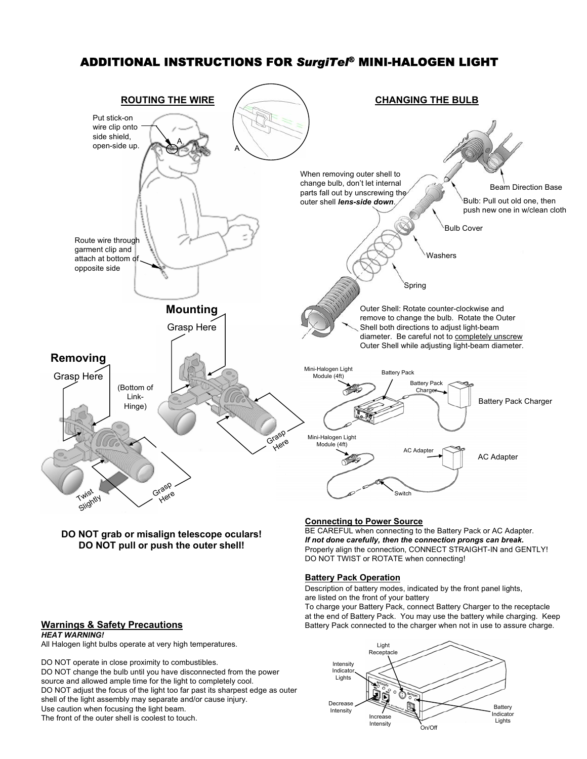# ADDITIONAL INSTRUCTIONS FOR *SurgiTel*® MINI-HALOGEN LIGHT

## ROUTING THE WIRE

Put stick-on wire clip onto side shield, open-side up.

A

A

Route wire through garment clip and attach at bottom of opposite side

## CHANGING THE BULB

When removing outer shell to change bulb, don't let internal parts fall out by unscrewing the outer shell ***lens-side down***.

Beam Direction Base

Bulb: Pull out old one, then push new one in w/clean cloth

Bulb Cover

Washers

Spring

Outer Shell: Rotate counter-clockwise and remove to change the bulb. Rotate the Outer Shell both directions to adjust light-beam diameter. Be careful not to completely unscrew Outer Shell while adjusting light-beam diameter.

## Mounting

Grasp Here

Grasp Here

## Removing

Grasp Here

(Bottom of Link-Hinge)

Twist Slightly

Grasp Here

**DO NOT grab or misalign telescope oculars!**
**DO NOT pull or push the outer shell!**

Mini-Halogen Light Module (4ft)

Battery Pack

Battery Pack Charger

Battery Pack Charger

Mini-Halogen Light Module (4ft)

AC Adapter

AC Adapter

Switch

### Connecting to Power Source

BE CAREFUL when connecting to the Battery Pack or AC Adapter.
***If not done carefully, then the connection prongs can break.***
Properly align the connection, CONNECT STRAIGHT-IN and GENTLY!
DO NOT TWIST or ROTATE when connecting!

### Battery Pack Operation

Description of battery modes, indicated by the front panel lights, are listed on the front of your battery
To charge your Battery Pack, connect Battery Charger to the receptacle at the end of Battery Pack. You may use the battery while charging. Keep Battery Pack connected to the charger when not in use to assure charge.

Light Receptacle

Intensity Indicator Lights

Decrease Intensity

Increase Intensity

On/Off

Battery Indicator Lights

### Warnings & Safety Precautions

***HEAT WARNING!***
All Halogen light bulbs operate at very high temperatures.

DO NOT operate in close proximity to combustibles.
DO NOT change the bulb until you have disconnected from the power source and allowed ample time for the light to completely cool.
DO NOT adjust the focus of the light too far past its sharpest edge as outer shell of the light assembly may separate and/or cause injury.
Use caution when focusing the light beam.
The front of the outer shell is coolest to touch.